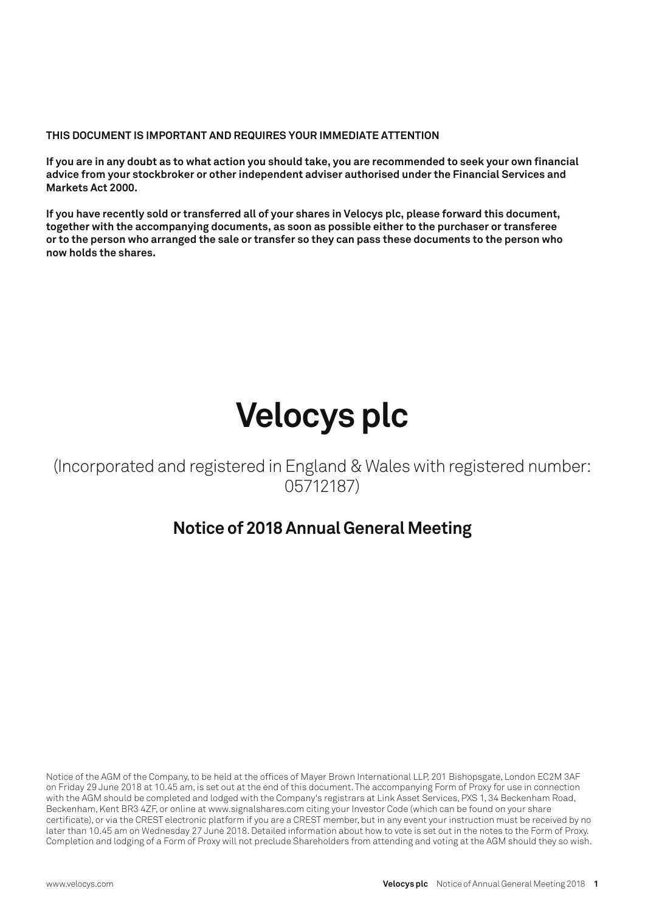**THIS DOCUMENT IS IMPORTANT AND REQUIRES YOUR IMMEDIATE ATTENTION**

**If you are in any doubt as to what action you should take, you are recommended to seek your own financial advice from your stockbroker or other independent adviser authorised under the Financial Services and Markets Act 2000.**

**If you have recently sold or transferred all of your shares in Velocys plc, please forward this document, together with the accompanying documents, as soon as possible either to the purchaser or transferee or to the person who arranged the sale or transfer so they can pass these documents to the person who now holds the shares.**

# Velocys plc

(Incorporated and registered in England & Wales with registered number: 05712187)

## Notice of 2018 Annual General Meeting

Notice of the AGM of the Company, to be held at the offices of Mayer Brown International LLP, 201 Bishopsgate, London EC2M 3AF on Friday 29 June 2018 at 10.45 am, is set out at the end of this document. The accompanying Form of Proxy for use in connection with the AGM should be completed and lodged with the Company's registrars at Link Asset Services, PXS 1, 34 Beckenham Road, Beckenham, Kent BR3 4ZF, or online at www.signalshares.com citing your Investor Code (which can be found on your share certificate), or via the CREST electronic platform if you are a CREST member, but in any event your instruction must be received by no later than 10.45 am on Wednesday 27 June 2018. Detailed information about how to vote is set out in the notes to the Form of Proxy. Completion and lodging of a Form of Proxy will not preclude Shareholders from attending and voting at the AGM should they so wish.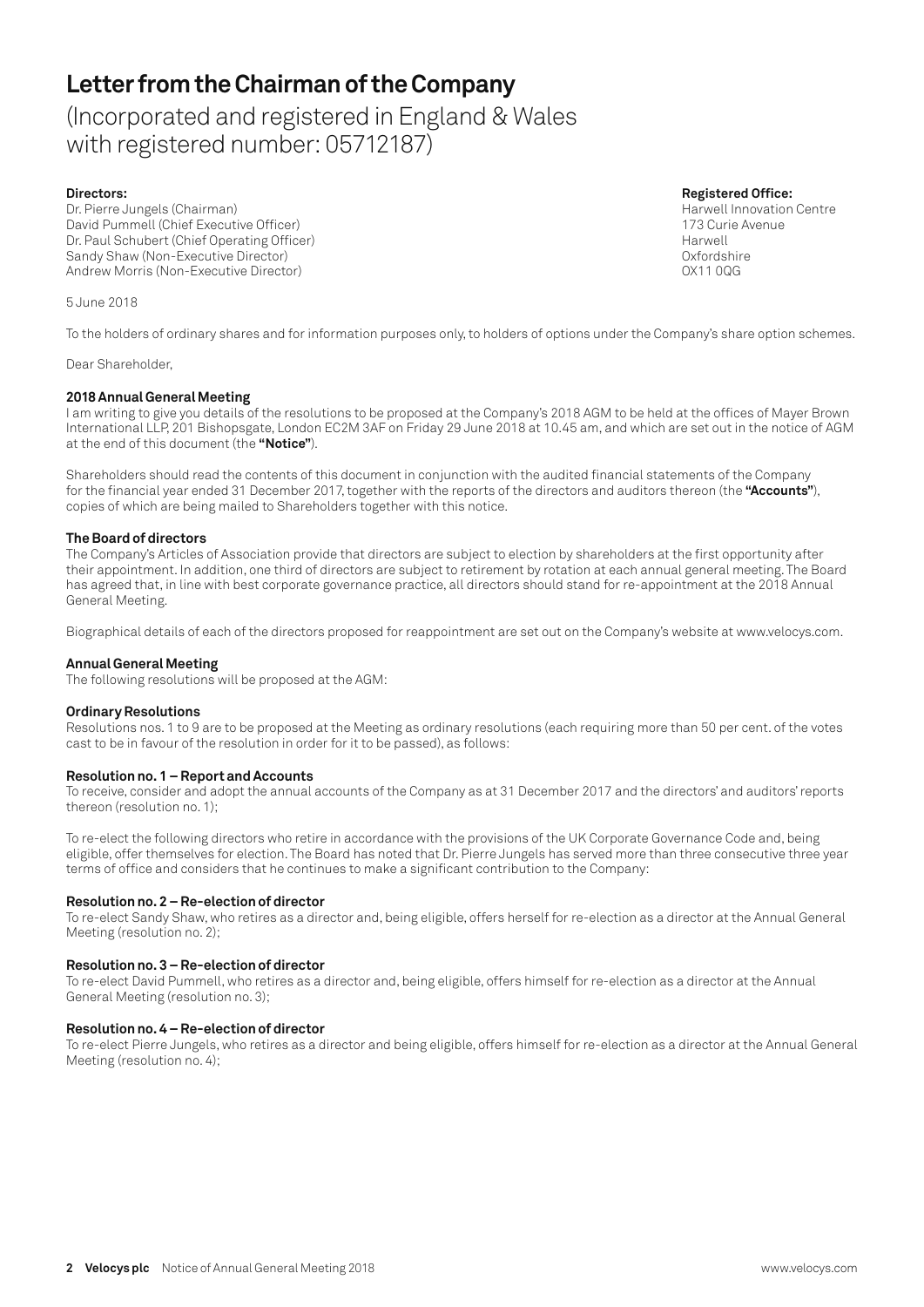# Letter from the Chairman of the Company

(Incorporated and registered in England & Wales with registered number: 05712187)

**Directors:**
Dr. Pierre Jungels (Chairman)
David Pummell (Chief Executive Officer)
Dr. Paul Schubert (Chief Operating Officer)
Sandy Shaw (Non-Executive Director)
Andrew Morris (Non-Executive Director)

**Registered Office:**
Harwell Innovation Centre
173 Curie Avenue
Harwell
Oxfordshire
OX11 0QG

5 June 2018

To the holders of ordinary shares and for information purposes only, to holders of options under the Company's share option schemes.

Dear Shareholder,

**2018 Annual General Meeting**

I am writing to give you details of the resolutions to be proposed at the Company's 2018 AGM to be held at the offices of Mayer Brown International LLP, 201 Bishopsgate, London EC2M 3AF on Friday 29 June 2018 at 10.45 am, and which are set out in the notice of AGM at the end of this document (the **"Notice"**).

Shareholders should read the contents of this document in conjunction with the audited financial statements of the Company for the financial year ended 31 December 2017, together with the reports of the directors and auditors thereon (the **"Accounts"**), copies of which are being mailed to Shareholders together with this notice.

**The Board of directors**

The Company's Articles of Association provide that directors are subject to election by shareholders at the first opportunity after their appointment. In addition, one third of directors are subject to retirement by rotation at each annual general meeting. The Board has agreed that, in line with best corporate governance practice, all directors should stand for re-appointment at the 2018 Annual General Meeting.

Biographical details of each of the directors proposed for reappointment are set out on the Company's website at www.velocys.com.

**Annual General Meeting**

The following resolutions will be proposed at the AGM:

**Ordinary Resolutions**

Resolutions nos. 1 to 9 are to be proposed at the Meeting as ordinary resolutions (each requiring more than 50 per cent. of the votes cast to be in favour of the resolution in order for it to be passed), as follows:

**Resolution no. 1 – Report and Accounts**

To receive, consider and adopt the annual accounts of the Company as at 31 December 2017 and the directors' and auditors' reports thereon (resolution no. 1);

To re-elect the following directors who retire in accordance with the provisions of the UK Corporate Governance Code and, being eligible, offer themselves for election. The Board has noted that Dr. Pierre Jungels has served more than three consecutive three year terms of office and considers that he continues to make a significant contribution to the Company:

**Resolution no. 2 – Re-election of director**

To re-elect Sandy Shaw, who retires as a director and, being eligible, offers herself for re-election as a director at the Annual General Meeting (resolution no. 2);

**Resolution no. 3 – Re-election of director**

To re-elect David Pummell, who retires as a director and, being eligible, offers himself for re-election as a director at the Annual General Meeting (resolution no. 3);

**Resolution no. 4 – Re-election of director**

To re-elect Pierre Jungels, who retires as a director and being eligible, offers himself for re-election as a director at the Annual General Meeting (resolution no. 4);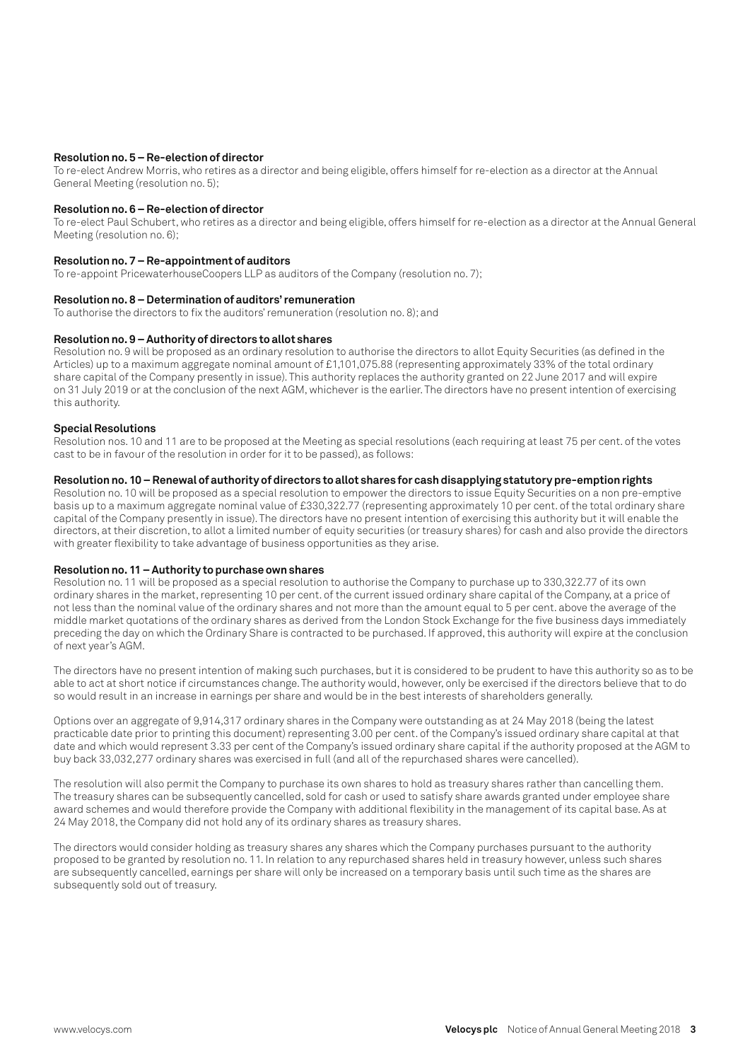**Resolution no. 5 – Re-election of director**

To re-elect Andrew Morris, who retires as a director and being eligible, offers himself for re-election as a director at the Annual General Meeting (resolution no. 5);

**Resolution no. 6 – Re-election of director**

To re-elect Paul Schubert, who retires as a director and being eligible, offers himself for re-election as a director at the Annual General Meeting (resolution no. 6);

**Resolution no. 7 – Re-appointment of auditors**

To re-appoint PricewaterhouseCoopers LLP as auditors of the Company (resolution no. 7);

**Resolution no. 8 – Determination of auditors' remuneration**

To authorise the directors to fix the auditors' remuneration (resolution no. 8); and

**Resolution no. 9 – Authority of directors to allot shares**

Resolution no. 9 will be proposed as an ordinary resolution to authorise the directors to allot Equity Securities (as defined in the Articles) up to a maximum aggregate nominal amount of £1,101,075.88 (representing approximately 33% of the total ordinary share capital of the Company presently in issue). This authority replaces the authority granted on 22 June 2017 and will expire on 31 July 2019 or at the conclusion of the next AGM, whichever is the earlier. The directors have no present intention of exercising this authority.

**Special Resolutions**

Resolution nos. 10 and 11 are to be proposed at the Meeting as special resolutions (each requiring at least 75 per cent. of the votes cast to be in favour of the resolution in order for it to be passed), as follows:

**Resolution no. 10 – Renewal of authority of directors to allot shares for cash disapplying statutory pre-emption rights**

Resolution no. 10 will be proposed as a special resolution to empower the directors to issue Equity Securities on a non pre-emptive basis up to a maximum aggregate nominal value of £330,322.77 (representing approximately 10 per cent. of the total ordinary share capital of the Company presently in issue). The directors have no present intention of exercising this authority but it will enable the directors, at their discretion, to allot a limited number of equity securities (or treasury shares) for cash and also provide the directors with greater flexibility to take advantage of business opportunities as they arise.

**Resolution no. 11 – Authority to purchase own shares**

Resolution no. 11 will be proposed as a special resolution to authorise the Company to purchase up to 330,322.77 of its own ordinary shares in the market, representing 10 per cent. of the current issued ordinary share capital of the Company, at a price of not less than the nominal value of the ordinary shares and not more than the amount equal to 5 per cent. above the average of the middle market quotations of the ordinary shares as derived from the London Stock Exchange for the five business days immediately preceding the day on which the Ordinary Share is contracted to be purchased. If approved, this authority will expire at the conclusion of next year's AGM.

The directors have no present intention of making such purchases, but it is considered to be prudent to have this authority so as to be able to act at short notice if circumstances change. The authority would, however, only be exercised if the directors believe that to do so would result in an increase in earnings per share and would be in the best interests of shareholders generally.

Options over an aggregate of 9,914,317 ordinary shares in the Company were outstanding as at 24 May 2018 (being the latest practicable date prior to printing this document) representing 3.00 per cent. of the Company's issued ordinary share capital at that date and which would represent 3.33 per cent of the Company's issued ordinary share capital if the authority proposed at the AGM to buy back 33,032,277 ordinary shares was exercised in full (and all of the repurchased shares were cancelled).

The resolution will also permit the Company to purchase its own shares to hold as treasury shares rather than cancelling them. The treasury shares can be subsequently cancelled, sold for cash or used to satisfy share awards granted under employee share award schemes and would therefore provide the Company with additional flexibility in the management of its capital base. As at 24 May 2018, the Company did not hold any of its ordinary shares as treasury shares.

The directors would consider holding as treasury shares any shares which the Company purchases pursuant to the authority proposed to be granted by resolution no. 11. In relation to any repurchased shares held in treasury however, unless such shares are subsequently cancelled, earnings per share will only be increased on a temporary basis until such time as the shares are subsequently sold out of treasury.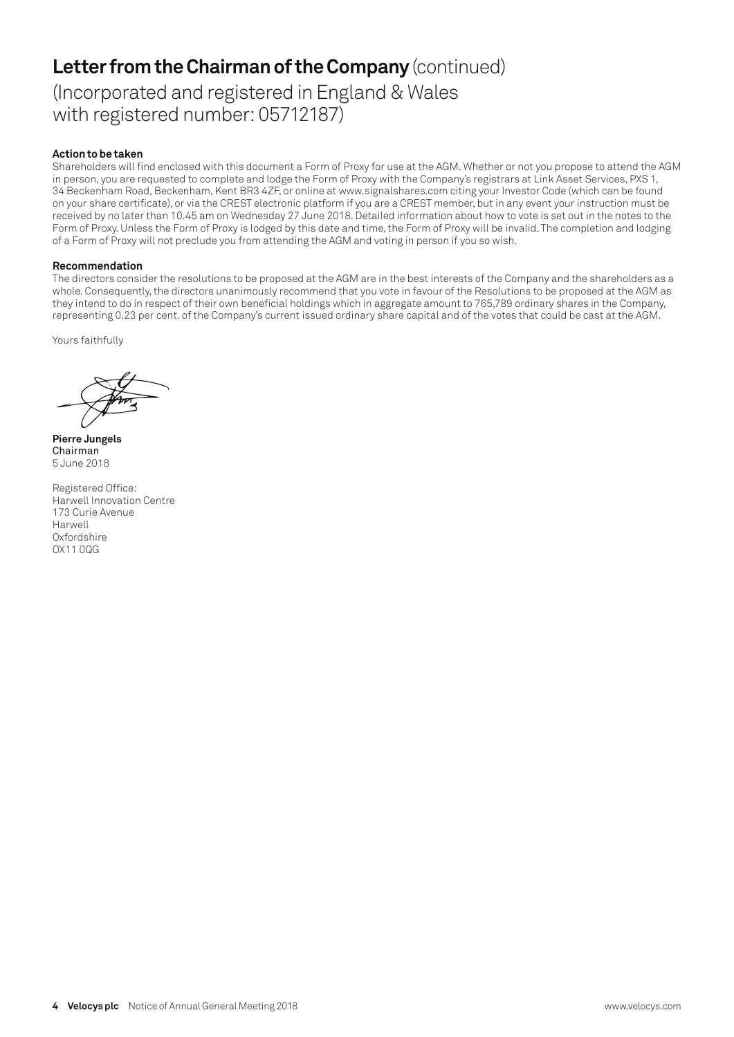# **Letter from the Chairman of the Company** (continued)

(Incorporated and registered in England & Wales
with registered number: 05712187)

**Action to be taken**

Shareholders will find enclosed with this document a Form of Proxy for use at the AGM. Whether or not you propose to attend the AGM in person, you are requested to complete and lodge the Form of Proxy with the Company's registrars at Link Asset Services, PXS 1, 34 Beckenham Road, Beckenham, Kent BR3 4ZF, or online at www.signalshares.com citing your Investor Code (which can be found on your share certificate), or via the CREST electronic platform if you are a CREST member, but in any event your instruction must be received by no later than 10.45 am on Wednesday 27 June 2018. Detailed information about how to vote is set out in the notes to the Form of Proxy. Unless the Form of Proxy is lodged by this date and time, the Form of Proxy will be invalid. The completion and lodging of a Form of Proxy will not preclude you from attending the AGM and voting in person if you so wish.

**Recommendation**

The directors consider the resolutions to be proposed at the AGM are in the best interests of the Company and the shareholders as a whole. Consequently, the directors unanimously recommend that you vote in favour of the Resolutions to be proposed at the AGM as they intend to do in respect of their own beneficial holdings which in aggregate amount to 765,789 ordinary shares in the Company, representing 0.23 per cent. of the Company's current issued ordinary share capital and of the votes that could be cast at the AGM.

Yours faithfully

**Pierre Jungels**
Chairman
5 June 2018

Registered Office:
Harwell Innovation Centre
173 Curie Avenue
Harwell
Oxfordshire
OX11 0QG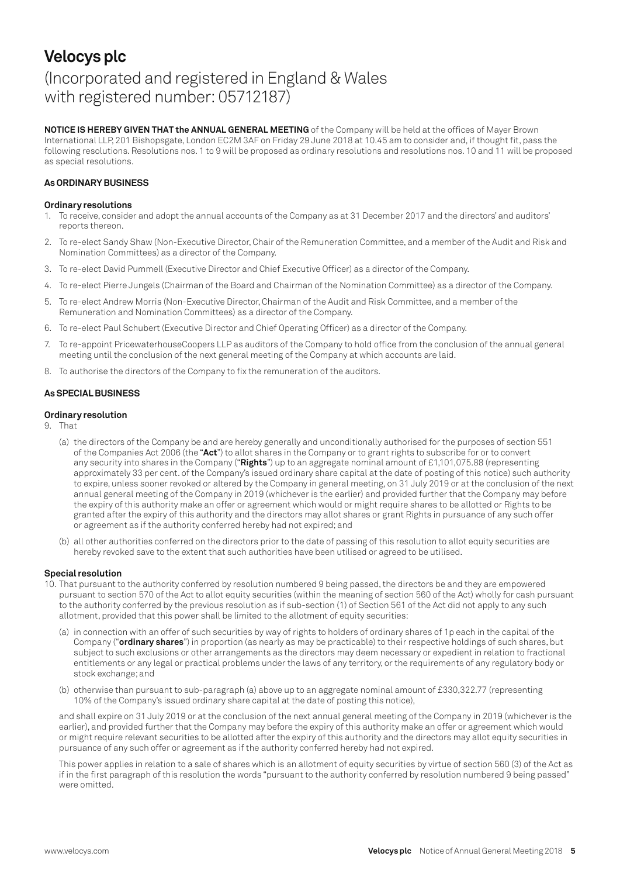# Velocys plc

## (Incorporated and registered in England & Wales with registered number: 05712187)

**NOTICE IS HEREBY GIVEN THAT the ANNUAL GENERAL MEETING** of the Company will be held at the offices of Mayer Brown International LLP, 201 Bishopsgate, London EC2M 3AF on Friday 29 June 2018 at 10.45 am to consider and, if thought fit, pass the following resolutions. Resolutions nos. 1 to 9 will be proposed as ordinary resolutions and resolutions nos. 10 and 11 will be proposed as special resolutions.

**As ORDINARY BUSINESS**

**Ordinary resolutions**

1. To receive, consider and adopt the annual accounts of the Company as at 31 December 2017 and the directors' and auditors' reports thereon.
2. To re-elect Sandy Shaw (Non-Executive Director, Chair of the Remuneration Committee, and a member of the Audit and Risk and Nomination Committees) as a director of the Company.
3. To re-elect David Pummell (Executive Director and Chief Executive Officer) as a director of the Company.
4. To re-elect Pierre Jungels (Chairman of the Board and Chairman of the Nomination Committee) as a director of the Company.
5. To re-elect Andrew Morris (Non-Executive Director, Chairman of the Audit and Risk Committee, and a member of the Remuneration and Nomination Committees) as a director of the Company.
6. To re-elect Paul Schubert (Executive Director and Chief Operating Officer) as a director of the Company.
7. To re-appoint PricewaterhouseCoopers LLP as auditors of the Company to hold office from the conclusion of the annual general meeting until the conclusion of the next general meeting of the Company at which accounts are laid.
8. To authorise the directors of the Company to fix the remuneration of the auditors.

**As SPECIAL BUSINESS**

**Ordinary resolution**

9. That
   (a) the directors of the Company be and are hereby generally and unconditionally authorised for the purposes of section 551 of the Companies Act 2006 (the "**Act**") to allot shares in the Company or to grant rights to subscribe for or to convert any security into shares in the Company ("**Rights**") up to an aggregate nominal amount of £1,101,075.88 (representing approximately 33 per cent. of the Company's issued ordinary share capital at the date of posting of this notice) such authority to expire, unless sooner revoked or altered by the Company in general meeting, on 31 July 2019 or at the conclusion of the next annual general meeting of the Company in 2019 (whichever is the earlier) and provided further that the Company may before the expiry of this authority make an offer or agreement which would or might require shares to be allotted or Rights to be granted after the expiry of this authority and the directors may allot shares or grant Rights in pursuance of any such offer or agreement as if the authority conferred hereby had not expired; and

   (b) all other authorities conferred on the directors prior to the date of passing of this resolution to allot equity securities are hereby revoked save to the extent that such authorities have been utilised or agreed to be utilised.

**Special resolution**

10. That pursuant to the authority conferred by resolution numbered 9 being passed, the directors be and they are empowered pursuant to section 570 of the Act to allot equity securities (within the meaning of section 560 of the Act) wholly for cash pursuant to the authority conferred by the previous resolution as if sub-section (1) of Section 561 of the Act did not apply to any such allotment, provided that this power shall be limited to the allotment of equity securities:
    (a) in connection with an offer of such securities by way of rights to holders of ordinary shares of 1p each in the capital of the Company ("**ordinary shares**") in proportion (as nearly as may be practicable) to their respective holdings of such shares, but subject to such exclusions or other arrangements as the directors may deem necessary or expedient in relation to fractional entitlements or any legal or practical problems under the laws of any territory, or the requirements of any regulatory body or stock exchange; and

    (b) otherwise than pursuant to sub-paragraph (a) above up to an aggregate nominal amount of £330,322.77 (representing 10% of the Company's issued ordinary share capital at the date of posting this notice),

    and shall expire on 31 July 2019 or at the conclusion of the next annual general meeting of the Company in 2019 (whichever is the earlier), and provided further that the Company may before the expiry of this authority make an offer or agreement which would or might require relevant securities to be allotted after the expiry of this authority and the directors may allot equity securities in pursuance of any such offer or agreement as if the authority conferred hereby had not expired.

    This power applies in relation to a sale of shares which is an allotment of equity securities by virtue of section 560 (3) of the Act as if in the first paragraph of this resolution the words "pursuant to the authority conferred by resolution numbered 9 being passed" were omitted.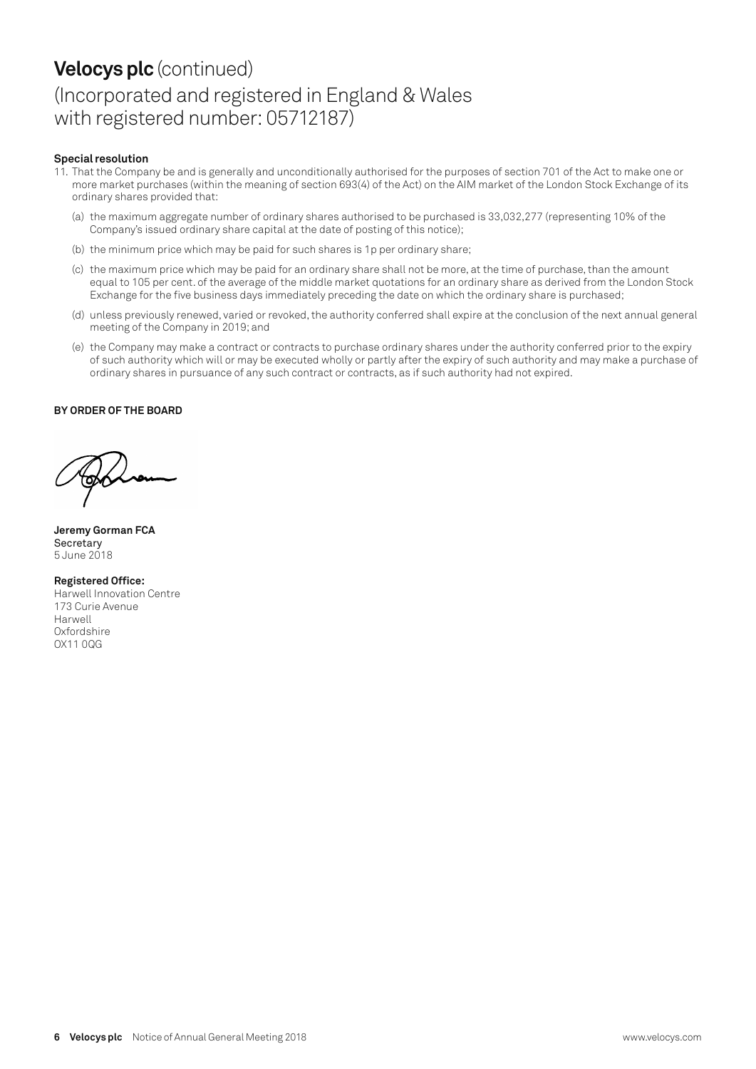# Velocys plc (continued)

## (Incorporated and registered in England & Wales with registered number: 05712187)

**Special resolution**

11. That the Company be and is generally and unconditionally authorised for the purposes of section 701 of the Act to make one or more market purchases (within the meaning of section 693(4) of the Act) on the AIM market of the London Stock Exchange of its ordinary shares provided that:

    (a) the maximum aggregate number of ordinary shares authorised to be purchased is 33,032,277 (representing 10% of the Company's issued ordinary share capital at the date of posting of this notice);

    (b) the minimum price which may be paid for such shares is 1p per ordinary share;

    (c) the maximum price which may be paid for an ordinary share shall not be more, at the time of purchase, than the amount equal to 105 per cent. of the average of the middle market quotations for an ordinary share as derived from the London Stock Exchange for the five business days immediately preceding the date on which the ordinary share is purchased;

    (d) unless previously renewed, varied or revoked, the authority conferred shall expire at the conclusion of the next annual general meeting of the Company in 2019; and

    (e) the Company may make a contract or contracts to purchase ordinary shares under the authority conferred prior to the expiry of such authority which will or may be executed wholly or partly after the expiry of such authority and may make a purchase of ordinary shares in pursuance of any such contract or contracts, as if such authority had not expired.

**BY ORDER OF THE BOARD**

**Jeremy Gorman FCA**
Secretary
5 June 2018

**Registered Office:**
Harwell Innovation Centre
173 Curie Avenue
Harwell
Oxfordshire
OX11 0QG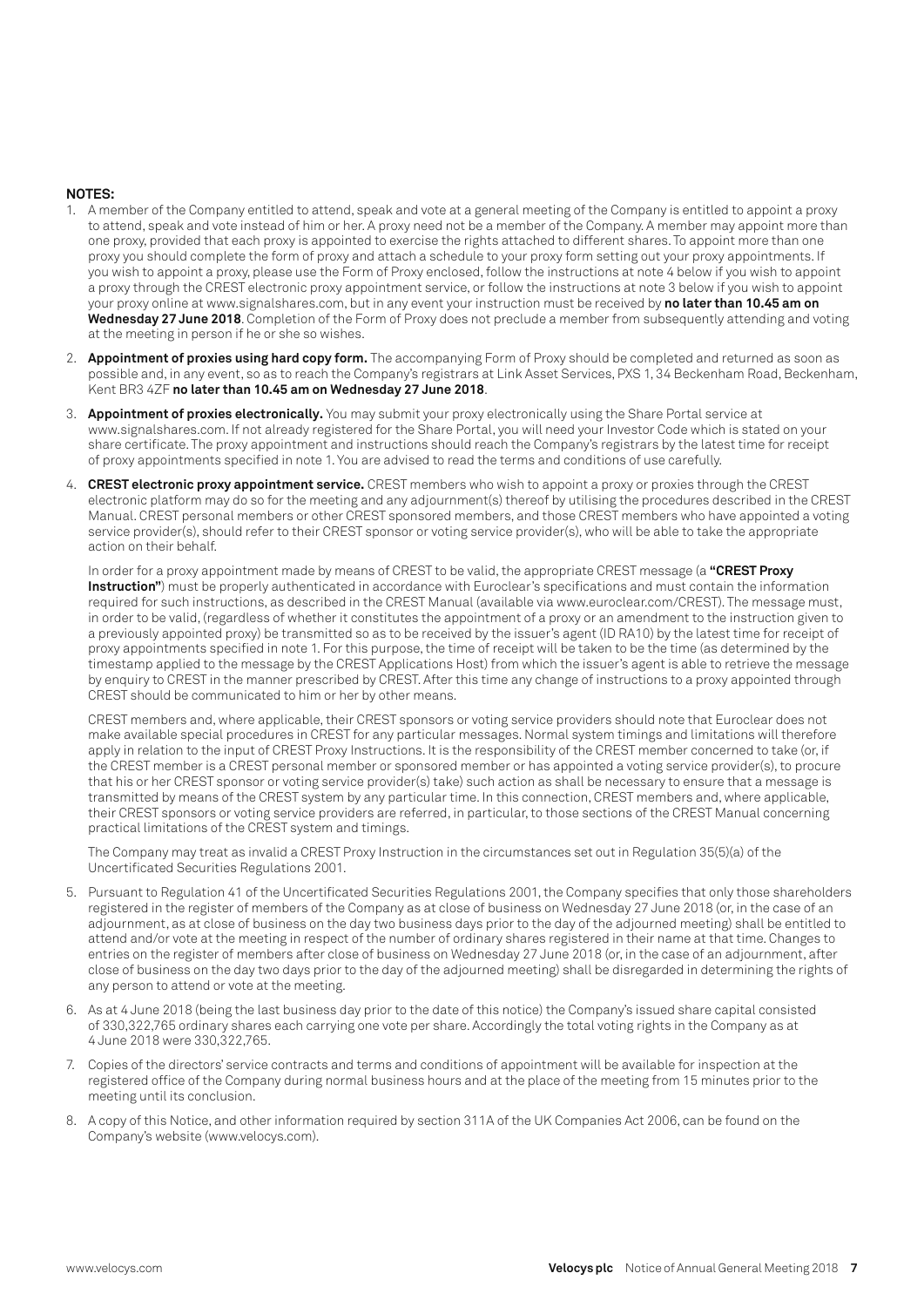**NOTES:**

1. A member of the Company entitled to attend, speak and vote at a general meeting of the Company is entitled to appoint a proxy to attend, speak and vote instead of him or her. A proxy need not be a member of the Company. A member may appoint more than one proxy, provided that each proxy is appointed to exercise the rights attached to different shares. To appoint more than one proxy you should complete the form of proxy and attach a schedule to your proxy form setting out your proxy appointments. If you wish to appoint a proxy, please use the Form of Proxy enclosed, follow the instructions at note 4 below if you wish to appoint a proxy through the CREST electronic proxy appointment service, or follow the instructions at note 3 below if you wish to appoint your proxy online at www.signalshares.com, but in any event your instruction must be received by **no later than 10.45 am on Wednesday 27 June 2018**. Completion of the Form of Proxy does not preclude a member from subsequently attending and voting at the meeting in person if he or she so wishes.

2. **Appointment of proxies using hard copy form.** The accompanying Form of Proxy should be completed and returned as soon as possible and, in any event, so as to reach the Company's registrars at Link Asset Services, PXS 1, 34 Beckenham Road, Beckenham, Kent BR3 4ZF **no later than 10.45 am on Wednesday 27 June 2018**.

3. **Appointment of proxies electronically.** You may submit your proxy electronically using the Share Portal service at www.signalshares.com. If not already registered for the Share Portal, you will need your Investor Code which is stated on your share certificate. The proxy appointment and instructions should reach the Company's registrars by the latest time for receipt of proxy appointments specified in note 1. You are advised to read the terms and conditions of use carefully.

4. **CREST electronic proxy appointment service.** CREST members who wish to appoint a proxy or proxies through the CREST electronic platform may do so for the meeting and any adjournment(s) thereof by utilising the procedures described in the CREST Manual. CREST personal members or other CREST sponsored members, and those CREST members who have appointed a voting service provider(s), should refer to their CREST sponsor or voting service provider(s), who will be able to take the appropriate action on their behalf.

   In order for a proxy appointment made by means of CREST to be valid, the appropriate CREST message (a **"CREST Proxy Instruction"**) must be properly authenticated in accordance with Euroclear's specifications and must contain the information required for such instructions, as described in the CREST Manual (available via www.euroclear.com/CREST). The message must, in order to be valid, (regardless of whether it constitutes the appointment of a proxy or an amendment to the instruction given to a previously appointed proxy) be transmitted so as to be received by the issuer's agent (ID RA10) by the latest time for receipt of proxy appointments specified in note 1. For this purpose, the time of receipt will be taken to be the time (as determined by the timestamp applied to the message by the CREST Applications Host) from which the issuer's agent is able to retrieve the message by enquiry to CREST in the manner prescribed by CREST. After this time any change of instructions to a proxy appointed through CREST should be communicated to him or her by other means.

   CREST members and, where applicable, their CREST sponsors or voting service providers should note that Euroclear does not make available special procedures in CREST for any particular messages. Normal system timings and limitations will therefore apply in relation to the input of CREST Proxy Instructions. It is the responsibility of the CREST member concerned to take (or, if the CREST member is a CREST personal member or sponsored member or has appointed a voting service provider(s), to procure that his or her CREST sponsor or voting service provider(s) take) such action as shall be necessary to ensure that a message is transmitted by means of the CREST system by any particular time. In this connection, CREST members and, where applicable, their CREST sponsors or voting service providers are referred, in particular, to those sections of the CREST Manual concerning practical limitations of the CREST system and timings.

   The Company may treat as invalid a CREST Proxy Instruction in the circumstances set out in Regulation 35(5)(a) of the Uncertificated Securities Regulations 2001.

5. Pursuant to Regulation 41 of the Uncertificated Securities Regulations 2001, the Company specifies that only those shareholders registered in the register of members of the Company as at close of business on Wednesday 27 June 2018 (or, in the case of an adjournment, as at close of business on the day two business days prior to the day of the adjourned meeting) shall be entitled to attend and/or vote at the meeting in respect of the number of ordinary shares registered in their name at that time. Changes to entries on the register of members after close of business on Wednesday 27 June 2018 (or, in the case of an adjournment, after close of business on the day two days prior to the day of the adjourned meeting) shall be disregarded in determining the rights of any person to attend or vote at the meeting.

6. As at 4 June 2018 (being the last business day prior to the date of this notice) the Company's issued share capital consisted of 330,322,765 ordinary shares each carrying one vote per share. Accordingly the total voting rights in the Company as at 4 June 2018 were 330,322,765.

7. Copies of the directors' service contracts and terms and conditions of appointment will be available for inspection at the registered office of the Company during normal business hours and at the place of the meeting from 15 minutes prior to the meeting until its conclusion.

8. A copy of this Notice, and other information required by section 311A of the UK Companies Act 2006, can be found on the Company's website (www.velocys.com).